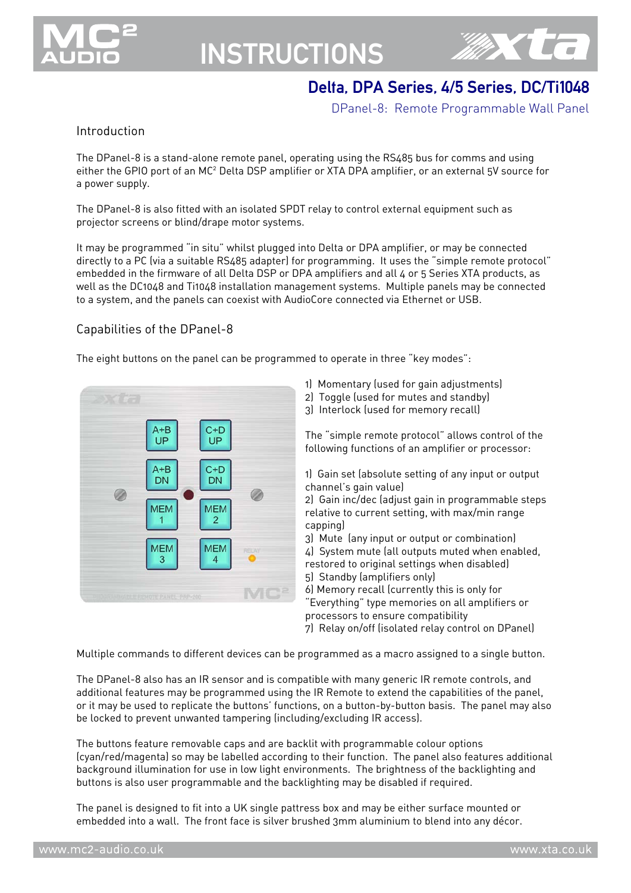# INSTRUCTIONS

## Delta, DPA Series, 4/5 Series, DC/Ti1048

DPanel-8: Remote Programmable Wall Panel

### Introduction

The DPanel-8 is a stand-alone remote panel, operating using the RS485 bus for comms and using either the GPIO port of an MC² Delta DSP amplifier or XTA DPA amplifier, or an external 5V source for a power supply.

The DPanel-8 is also fitted with an isolated SPDT relay to control external equipment such as projector screens or blind/drape motor systems.

It may be programmed "in situ" whilst plugged into Delta or DPA amplifier, or may be connected directly to a PC (via a suitable RS485 adapter) for programming. It uses the "simple remote protocol" embedded in the firmware of all Delta DSP or DPA amplifiers and all 4 or 5 Series XTA products, as well as the DC1048 and Ti1048 installation management systems. Multiple panels may be connected to a system, and the panels can coexist with AudioCore connected via Ethernet or USB.

### Capabilities of the DPanel-8

The eight buttons on the panel can be programmed to operate in three "key modes":

1) Momentary (used for gain adjustments)
2) Toggle (used for mutes and standby)
3) Interlock (used for memory recall)

The "simple remote protocol" allows control of the following functions of an amplifier or processor:

1) Gain set (absolute setting of any input or output channel's gain value)
2) Gain inc/dec (adjust gain in programmable steps relative to current setting, with max/min range capping)
3) Mute (any input or output or combination)
4) System mute (all outputs muted when enabled, restored to original settings when disabled)
5) Standby (amplifiers only)
6) Memory recall (currently this is only for "Everything" type memories on all amplifiers or processors to ensure compatibility
7) Relay on/off (isolated relay control on DPanel)

Multiple commands to different devices can be programmed as a macro assigned to a single button.

The DPanel-8 also has an IR sensor and is compatible with many generic IR remote controls, and additional features may be programmed using the IR Remote to extend the capabilities of the panel, or it may be used to replicate the buttons' functions, on a button-by-button basis. The panel may also be locked to prevent unwanted tampering (including/excluding IR access).

The buttons feature removable caps and are backlit with programmable colour options (cyan/red/magenta) so may be labelled according to their function. The panel also features additional background illumination for use in low light environments. The brightness of the backlighting and buttons is also user programmable and the backlighting may be disabled if required.

The panel is designed to fit into a UK single pattress box and may be either surface mounted or embedded into a wall. The front face is silver brushed 3mm aluminium to blend into any décor.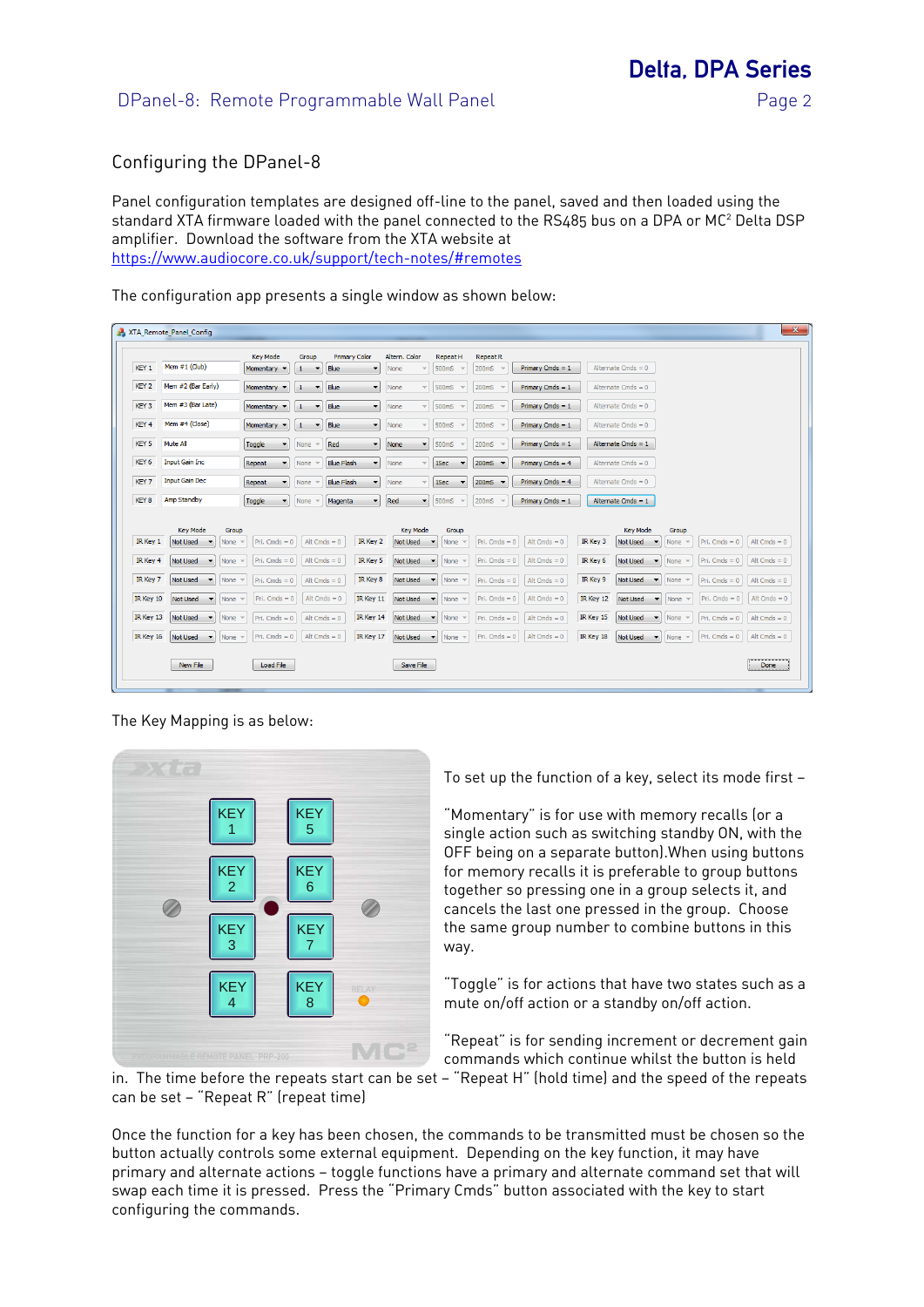## Configuring the DPanel-8

Panel configuration templates are designed off-line to the panel, saved and then loaded using the standard XTA firmware loaded with the panel connected to the RS485 bus on a DPA or MC² Delta DSP amplifier. Download the software from the XTA website at https://www.audiocore.co.uk/support/tech-notes/#remotes

The configuration app presents a single window as shown below:

The Key Mapping is as below:

To set up the function of a key, select its mode first –

"Momentary" is for use with memory recalls (or a single action such as switching standby ON, with the OFF being on a separate button).When using buttons for memory recalls it is preferable to group buttons together so pressing one in a group selects it, and cancels the last one pressed in the group. Choose the same group number to combine buttons in this way.

"Toggle" is for actions that have two states such as a mute on/off action or a standby on/off action.

"Repeat" is for sending increment or decrement gain commands which continue whilst the button is held in. The time before the repeats start can be set – "Repeat H" (hold time) and the speed of the repeats can be set – "Repeat R" (repeat time)

Once the function for a key has been chosen, the commands to be transmitted must be chosen so the button actually controls some external equipment. Depending on the key function, it may have primary and alternate actions – toggle functions have a primary and alternate command set that will swap each time it is pressed. Press the "Primary Cmds" button associated with the key to start configuring the commands.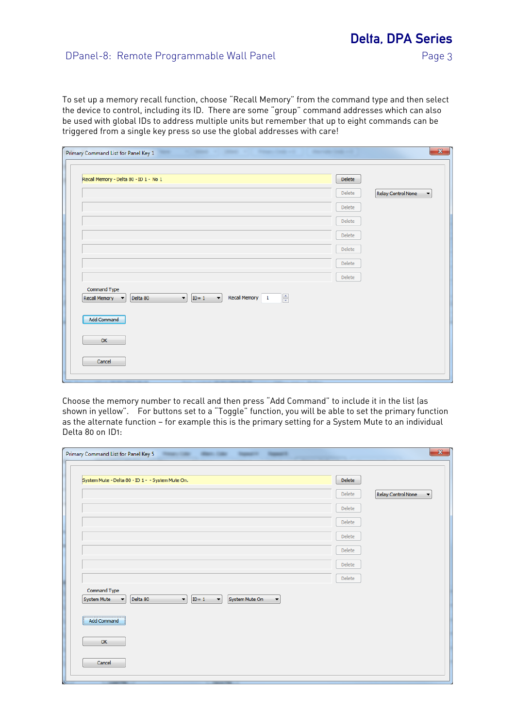To set up a memory recall function, choose "Recall Memory" from the command type and then select the device to control, including its ID. There are some "group" command addresses which can also be used with global IDs to address multiple units but remember that up to eight commands can be triggered from a single key press so use the global addresses with care!

Choose the memory number to recall and then press "Add Command" to include it in the list (as shown in yellow". For buttons set to a "Toggle" function, you will be able to set the primary function as the alternate function – for example this is the primary setting for a System Mute to an individual Delta 80 on ID1: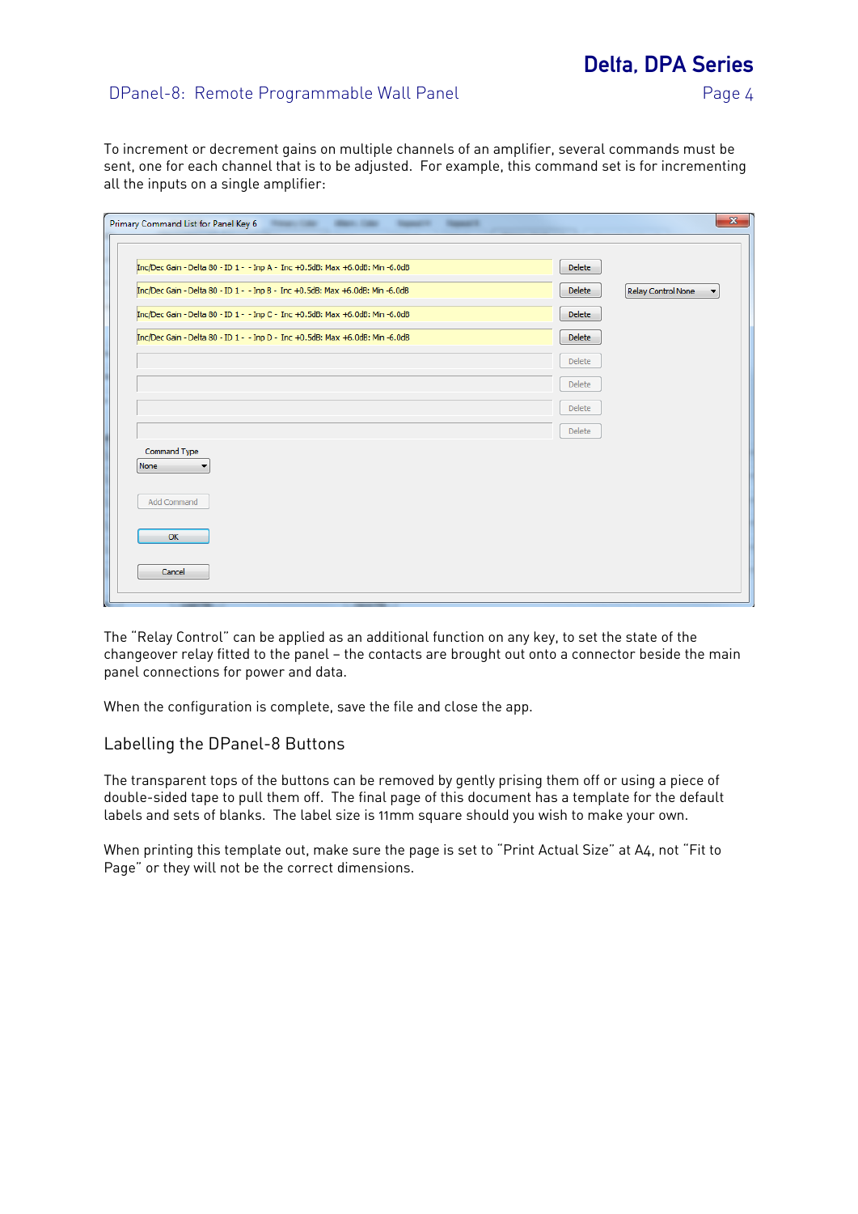To increment or decrement gains on multiple channels of an amplifier, several commands must be sent, one for each channel that is to be adjusted. For example, this command set is for incrementing all the inputs on a single amplifier:

The "Relay Control" can be applied as an additional function on any key, to set the state of the changeover relay fitted to the panel – the contacts are brought out onto a connector beside the main panel connections for power and data.

When the configuration is complete, save the file and close the app.

## Labelling the DPanel-8 Buttons

The transparent tops of the buttons can be removed by gently prising them off or using a piece of double-sided tape to pull them off. The final page of this document has a template for the default labels and sets of blanks. The label size is 11mm square should you wish to make your own.

When printing this template out, make sure the page is set to "Print Actual Size" at A4, not "Fit to Page" or they will not be the correct dimensions.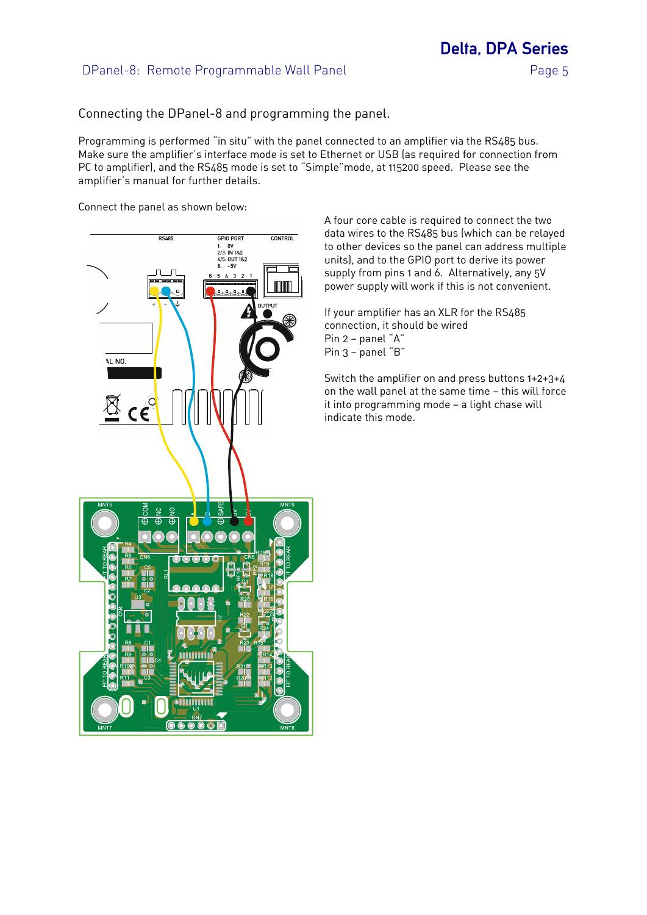## Connecting the DPanel-8 and programming the panel.

Programming is performed "in situ" with the panel connected to an amplifier via the RS485 bus. Make sure the amplifier's interface mode is set to Ethernet or USB (as required for connection from PC to amplifier), and the RS485 mode is set to "Simple"mode, at 115200 speed. Please see the amplifier's manual for further details.

Connect the panel as shown below:

A four core cable is required to connect the two data wires to the RS485 bus (which can be relayed to other devices so the panel can address multiple units), and to the GPIO port to derive its power supply from pins 1 and 6. Alternatively, any 5V power supply will work if this is not convenient.

If your amplifier has an XLR for the RS485 connection, it should be wired
Pin 2 – panel "A"
Pin 3 – panel "B"

Switch the amplifier on and press buttons 1+2+3+4 on the wall panel at the same time – this will force it into programming mode – a light chase will indicate this mode.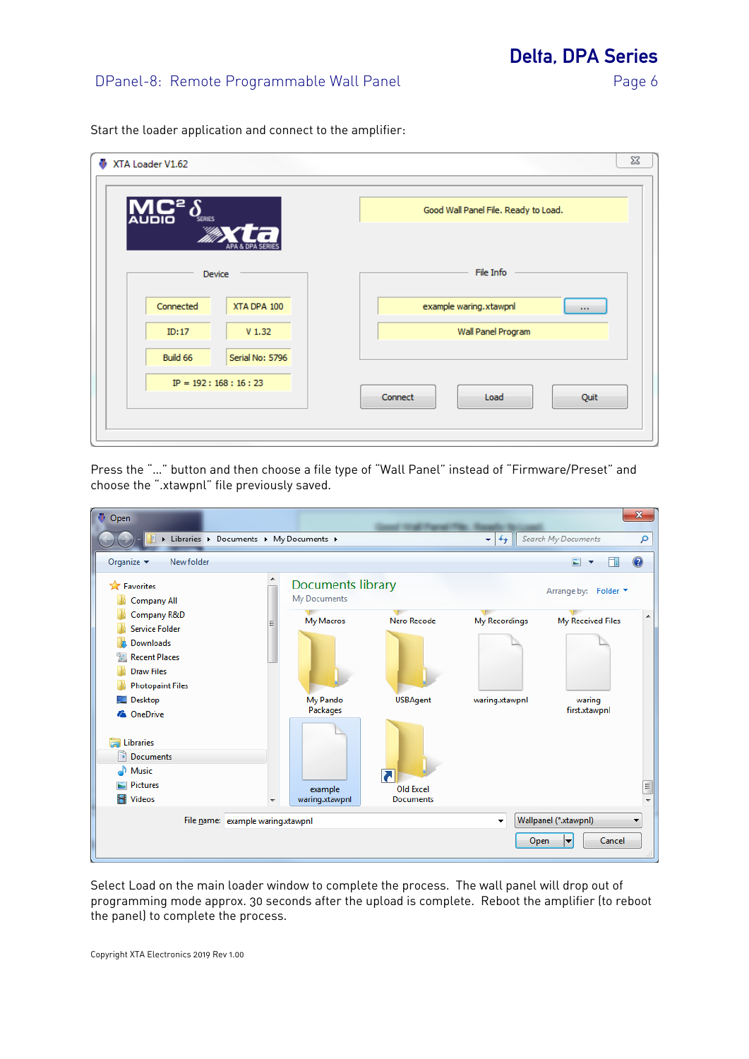Start the loader application and connect to the amplifier:

Press the "…" button and then choose a file type of "Wall Panel" instead of "Firmware/Preset" and choose the ".xtawpnl" file previously saved.

Select Load on the main loader window to complete the process. The wall panel will drop out of programming mode approx. 30 seconds after the upload is complete. Reboot the amplifier (to reboot the panel) to complete the process.

Copyright XTA Electronics 2019 Rev 1.00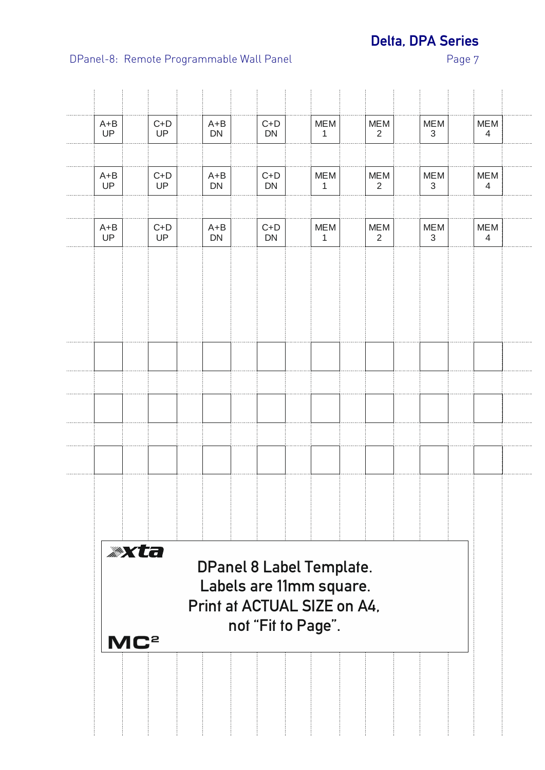| | | | | | | | |
|---|---|---|---|---|---|---|---|
| A+B UP | C+D UP | A+B DN | C+D DN | MEM 1 | MEM 2 | MEM 3 | MEM 4 |
| A+B UP | C+D UP | A+B DN | C+D DN | MEM 1 | MEM 2 | MEM 3 | MEM 4 |
| A+B UP | C+D UP | A+B DN | C+D DN | MEM 1 | MEM 2 | MEM 3 | MEM 4 |

| | | | | | | | |
|---|---|---|---|---|---|---|---|
| | | | | | | | |
| | | | | | | | |
| | | | | | | | |

xta

DPanel 8 Label Template.
Labels are 11mm square.
Print at ACTUAL SIZE on A4,
not “Fit to Page”.

MC²